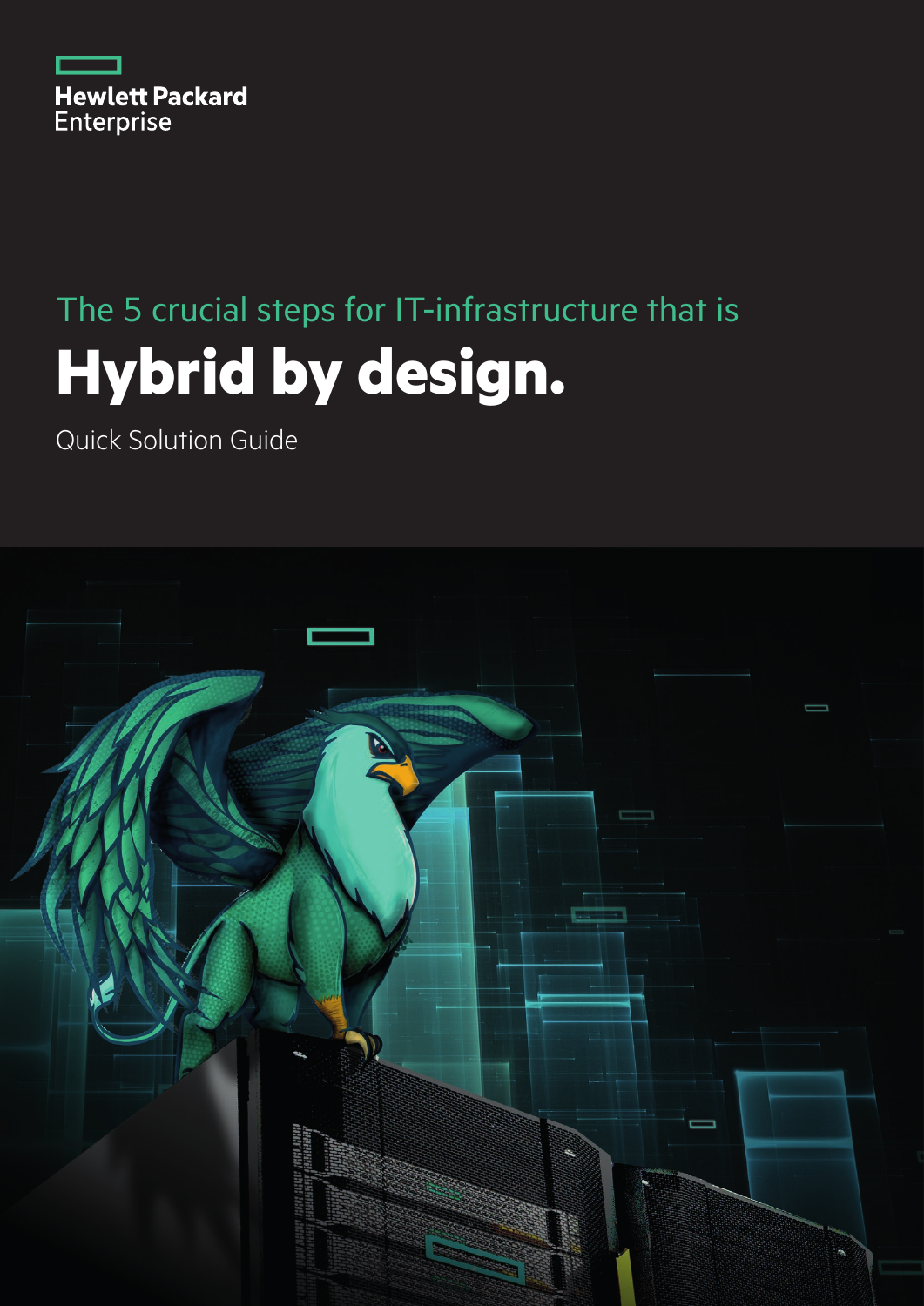Hewlett Packard Enterprise

The 5 crucial steps for IT-infrastructure that is

# Hybrid by design.

Quick Solution Guide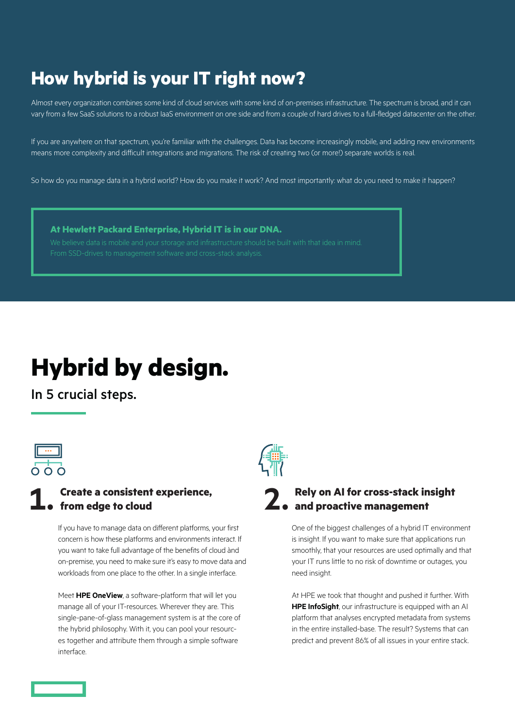# How hybrid is your IT right now?

Almost every organization combines some kind of cloud services with some kind of on-premises infrastructure. The spectrum is broad, and it can vary from a few SaaS solutions to a robust IaaS environment on one side and from a couple of hard drives to a full-fledged datacenter on the other.

If you are anywhere on that spectrum, you're familiar with the challenges. Data has become increasingly mobile, and adding new environments means more complexity and difficult integrations and migrations. The risk of creating two (or more!) separate worlds is real.

So how do you manage data in a hybrid world? How do you make it work? And most importantly: what do you need to make it happen?

**At Hewlett Packard Enterprise, Hybrid IT is in our DNA.**
We believe data is mobile and your storage and infrastructure should be built with that idea in mind. From SSD-drives to management software and cross-stack analysis.

# Hybrid by design.

In 5 crucial steps.

## 1. Create a consistent experience, from edge to cloud

If you have to manage data on different platforms, your first concern is how these platforms and environments interact. If you want to take full advantage of the benefits of cloud ànd on-premise, you need to make sure it's easy to move data and workloads from one place to the other. In a single interface.

Meet **HPE OneView**, a software-platform that will let you manage all of your IT-resources. Wherever they are. This single-pane-of-glass management system is at the core of the hybrid philosophy. With it, you can pool your resourc-es together and attribute them through a simple software interface.

## 2. Rely on AI for cross-stack insight and proactive management

One of the biggest challenges of a hybrid IT environment is insight. If you want to make sure that applications run smoothly, that your resources are used optimally and that your IT runs little to no risk of downtime or outages, you need insight.

At HPE we took that thought and pushed it further. With **HPE InfoSight**, our infrastructure is equipped with an AI platform that analyses encrypted metadata from systems in the entire installed-base. The result? Systems that can predict and prevent 86% of all issues in your entire stack.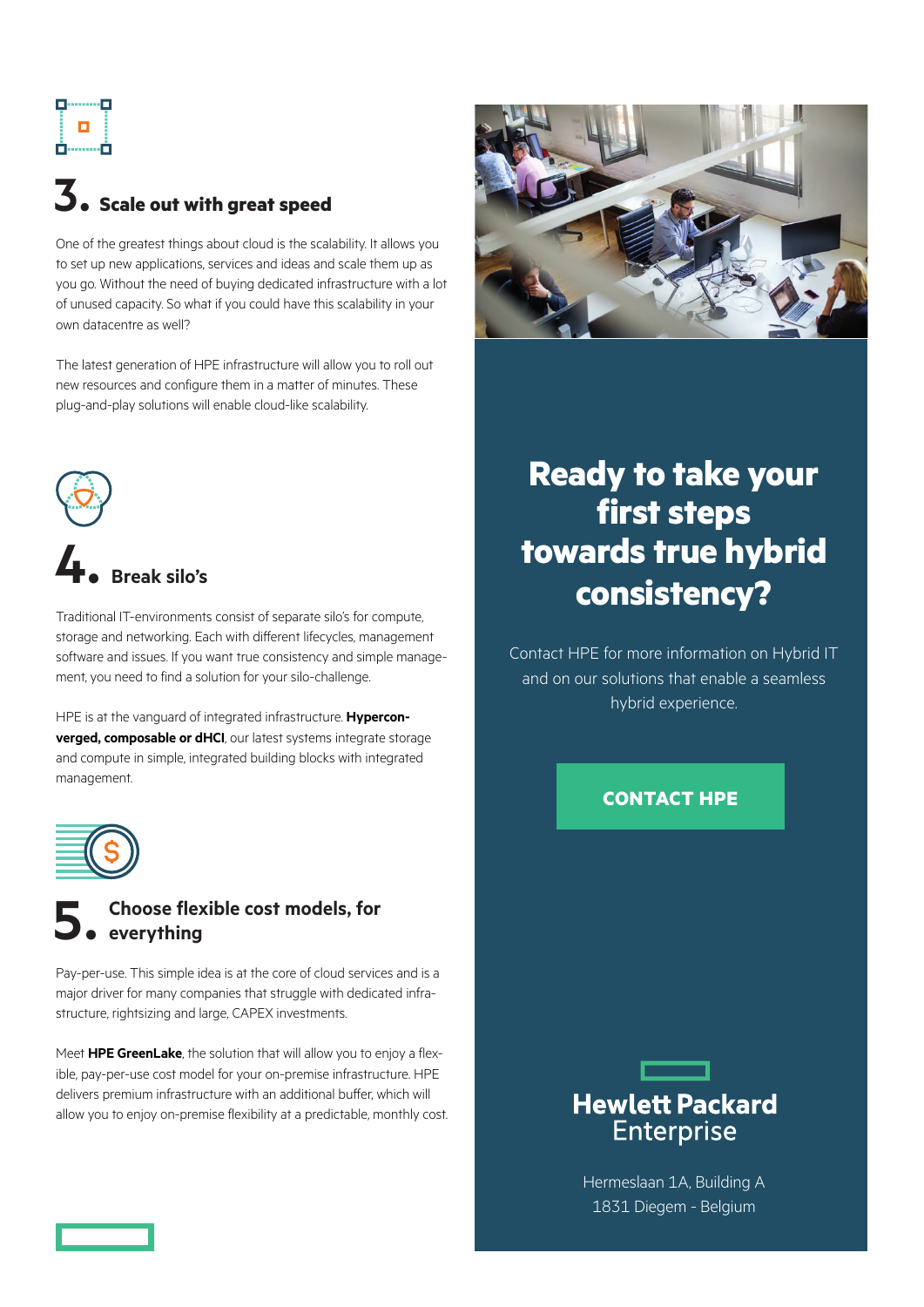## 3. Scale out with great speed

One of the greatest things about cloud is the scalability. It allows you to set up new applications, services and ideas and scale them up as you go. Without the need of buying dedicated infrastructure with a lot of unused capacity. So what if you could have this scalability in your own datacentre as well?

The latest generation of HPE infrastructure will allow you to roll out new resources and configure them in a matter of minutes. These plug-and-play solutions will enable cloud-like scalability.

## 4. Break silo's

Traditional IT-environments consist of separate silo's for compute, storage and networking. Each with different lifecycles, management software and issues. If you want true consistency and simple management, you need to find a solution for your silo-challenge.

HPE is at the vanguard of integrated infrastructure. **Hyperconverged, composable or dHCI**, our latest systems integrate storage and compute in simple, integrated building blocks with integrated management.

## 5. Choose flexible cost models, for everything

Pay-per-use. This simple idea is at the core of cloud services and is a major driver for many companies that struggle with dedicated infrastructure, rightsizing and large, CAPEX investments.

Meet **HPE GreenLake**, the solution that will allow you to enjoy a flexible, pay-per-use cost model for your on-premise infrastructure. HPE delivers premium infrastructure with an additional buffer, which will allow you to enjoy on-premise flexibility at a predictable, monthly cost.

# Ready to take your first steps towards true hybrid consistency?

Contact HPE for more information on Hybrid IT and on our solutions that enable a seamless hybrid experience.

**CONTACT HPE**

**Hewlett Packard** Enterprise

Hermeslaan 1A, Building A
1831 Diegem - Belgium